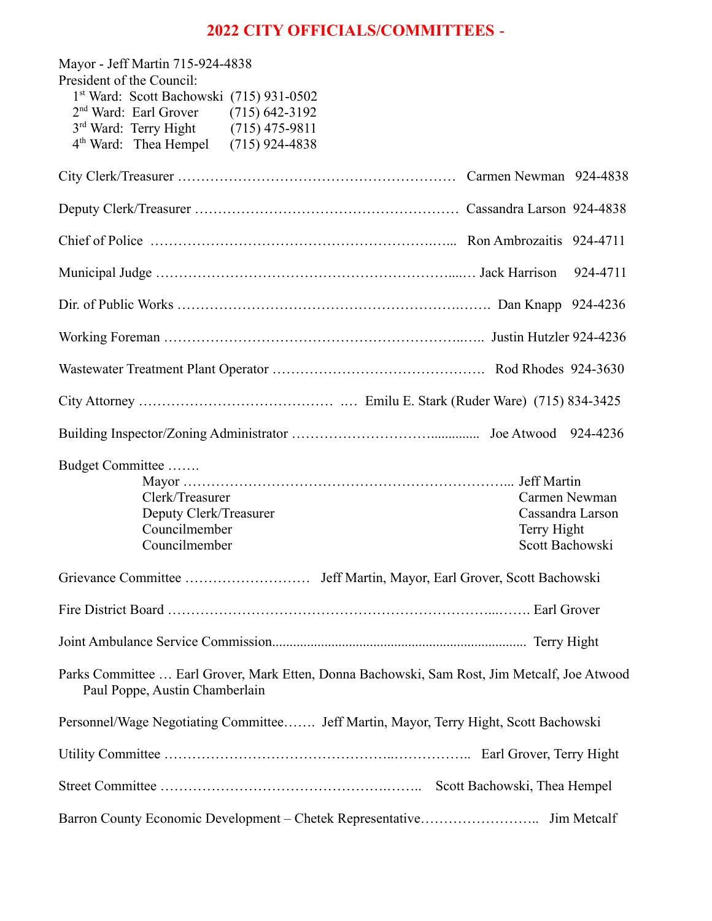# 2022 CITY OFFICIALS/COMMITTEES -

Mayor - Jeff Martin 715-924-4838

President of the Council:

- 1st Ward: Scott Bachowski (715) 931-0502
- 2nd Ward: Earl Grover (715) 642-3192
- 3rd Ward: Terry Hight (715) 475-9811
- 4th Ward: Thea Hempel (715) 924-4838

City Clerk/Treasurer …………………………………………………… Carmen Newman 924-4838

Deputy Clerk/Treasurer ………………………………………………… Cassandra Larson 924-4838

Chief of Police ………………………………………………….….... Ron Ambrozaitis 924-4711

Municipal Judge ……………………………………………………....… Jack Harrison 924-4711

Dir. of Public Works ………………………………………………….……. Dan Knapp 924-4236

Working Foreman ……………………………………………………..….. Justin Hutzler 924-4236

Wastewater Treatment Plant Operator ………………………………………. Rod Rhodes 924-3630

City Attorney ……………………………………. …. Emilu E. Stark (Ruder Ware) (715) 834-3425

Building Inspector/Zoning Administrator ………………………............. Joe Atwood 924-4236

Budget Committee …….

| | |
|---|---|
| Mayor ……………………………………………………………... | Jeff Martin |
| Clerk/Treasurer | Carmen Newman |
| Deputy Clerk/Treasurer | Cassandra Larson |
| Councilmember | Terry Hight |
| Councilmember | Scott Bachowski |

Grievance Committee ……………………… Jeff Martin, Mayor, Earl Grover, Scott Bachowski

Fire District Board …………………………………………………………...……. Earl Grover

Joint Ambulance Service Commission....................................................................... Terry Hight

Parks Committee … Earl Grover, Mark Etten, Donna Bachowski, Sam Rost, Jim Metcalf, Joe Atwood Paul Poppe, Austin Chamberlain

Personnel/Wage Negotiating Committee……. Jeff Martin, Mayor, Terry Hight, Scott Bachowski

Utility Committee ………………………………………..…………….. Earl Grover, Terry Hight

Street Committee ……………………………………….…….. Scott Bachowski, Thea Hempel

Barron County Economic Development – Chetek Representative…………………….. Jim Metcalf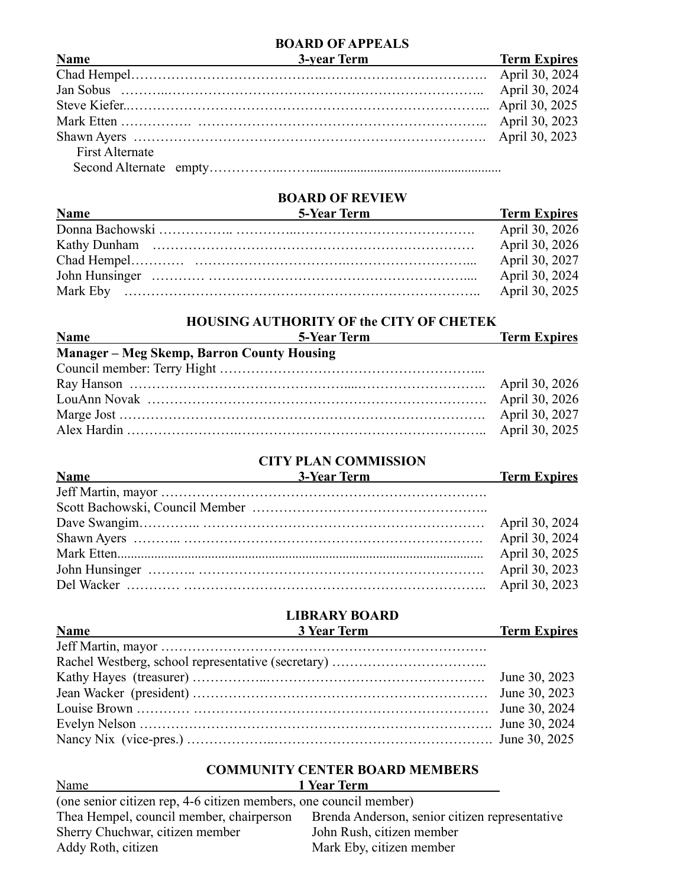## BOARD OF APPEALS

| Name | 3-year Term | Term Expires |
|---|---|---|
| Chad Hempel | | April 30, 2024 |
| Jan Sobus | | April 30, 2024 |
| Steve Kiefer | | April 30, 2025 |
| Mark Etten | | April 30, 2023 |
| Shawn Ayers | | April 30, 2023 |
| First Alternate | | |
| Second Alternate empty | | |

## BOARD OF REVIEW

| Name | 5-Year Term | Term Expires |
|---|---|---|
| Donna Bachowski | | April 30, 2026 |
| Kathy Dunham | | April 30, 2026 |
| Chad Hempel | | April 30, 2027 |
| John Hunsinger | | April 30, 2024 |
| Mark Eby | | April 30, 2025 |

## HOUSING AUTHORITY OF the CITY OF CHETEK

| Name | 5-Year Term | Term Expires |
|---|---|---|
| **Manager – Meg Skemp, Barron County Housing** | | |
| Council member: Terry Hight | | |
| Ray Hanson | | April 30, 2026 |
| LouAnn Novak | | April 30, 2026 |
| Marge Jost | | April 30, 2027 |
| Alex Hardin | | April 30, 2025 |

## CITY PLAN COMMISSION

| Name | 3-Year Term | Term Expires |
|---|---|---|
| Jeff Martin, mayor | | |
| Scott Bachowski, Council Member | | |
| Dave Swangim | | April 30, 2024 |
| Shawn Ayers | | April 30, 2024 |
| Mark Etten | | April 30, 2025 |
| John Hunsinger | | April 30, 2023 |
| Del Wacker | | April 30, 2023 |

## LIBRARY BOARD

| Name | 3 Year Term | Term Expires |
|---|---|---|
| Jeff Martin, mayor | | |
| Rachel Westberg, school representative (secretary) | | |
| Kathy Hayes (treasurer) | | June 30, 2023 |
| Jean Wacker (president) | | June 30, 2023 |
| Louise Brown | | June 30, 2024 |
| Evelyn Nelson | | June 30, 2024 |
| Nancy Nix (vice-pres.) | | June 30, 2025 |

## COMMUNITY CENTER BOARD MEMBERS

| Name | 1 Year Term |
|---|---|
| (one senior citizen rep, 4-6 citizen members, one council member) | |
| Thea Hempel, council member, chairperson | Brenda Anderson, senior citizen representative |
| Sherry Chuchwar, citizen member | John Rush, citizen member |
| Addy Roth, citizen | Mark Eby, citizen member |